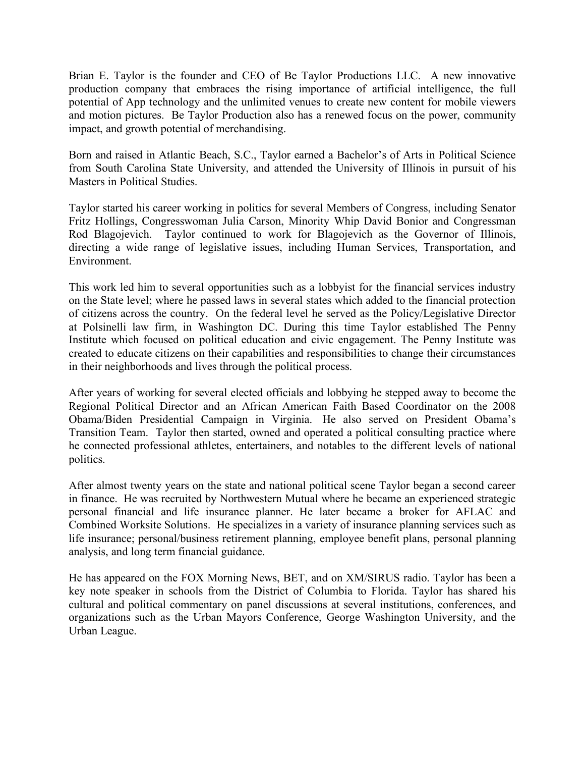Brian E. Taylor is the founder and CEO of Be Taylor Productions LLC. A new innovative production company that embraces the rising importance of artificial intelligence, the full potential of App technology and the unlimited venues to create new content for mobile viewers and motion pictures. Be Taylor Production also has a renewed focus on the power, community impact, and growth potential of merchandising.

Born and raised in Atlantic Beach, S.C., Taylor earned a Bachelor's of Arts in Political Science from South Carolina State University, and attended the University of Illinois in pursuit of his Masters in Political Studies.

Taylor started his career working in politics for several Members of Congress, including Senator Fritz Hollings, Congresswoman Julia Carson, Minority Whip David Bonior and Congressman Rod Blagojevich. Taylor continued to work for Blagojevich as the Governor of Illinois, directing a wide range of legislative issues, including Human Services, Transportation, and Environment.

This work led him to several opportunities such as a lobbyist for the financial services industry on the State level; where he passed laws in several states which added to the financial protection of citizens across the country. On the federal level he served as the Policy/Legislative Director at Polsinelli law firm, in Washington DC. During this time Taylor established The Penny Institute which focused on political education and civic engagement. The Penny Institute was created to educate citizens on their capabilities and responsibilities to change their circumstances in their neighborhoods and lives through the political process.

After years of working for several elected officials and lobbying he stepped away to become the Regional Political Director and an African American Faith Based Coordinator on the 2008 Obama/Biden Presidential Campaign in Virginia. He also served on President Obama's Transition Team. Taylor then started, owned and operated a political consulting practice where he connected professional athletes, entertainers, and notables to the different levels of national politics.

After almost twenty years on the state and national political scene Taylor began a second career in finance. He was recruited by Northwestern Mutual where he became an experienced strategic personal financial and life insurance planner. He later became a broker for AFLAC and Combined Worksite Solutions. He specializes in a variety of insurance planning services such as life insurance; personal/business retirement planning, employee benefit plans, personal planning analysis, and long term financial guidance.

He has appeared on the FOX Morning News, BET, and on XM/SIRUS radio. Taylor has been a key note speaker in schools from the District of Columbia to Florida. Taylor has shared his cultural and political commentary on panel discussions at several institutions, conferences, and organizations such as the Urban Mayors Conference, George Washington University, and the Urban League.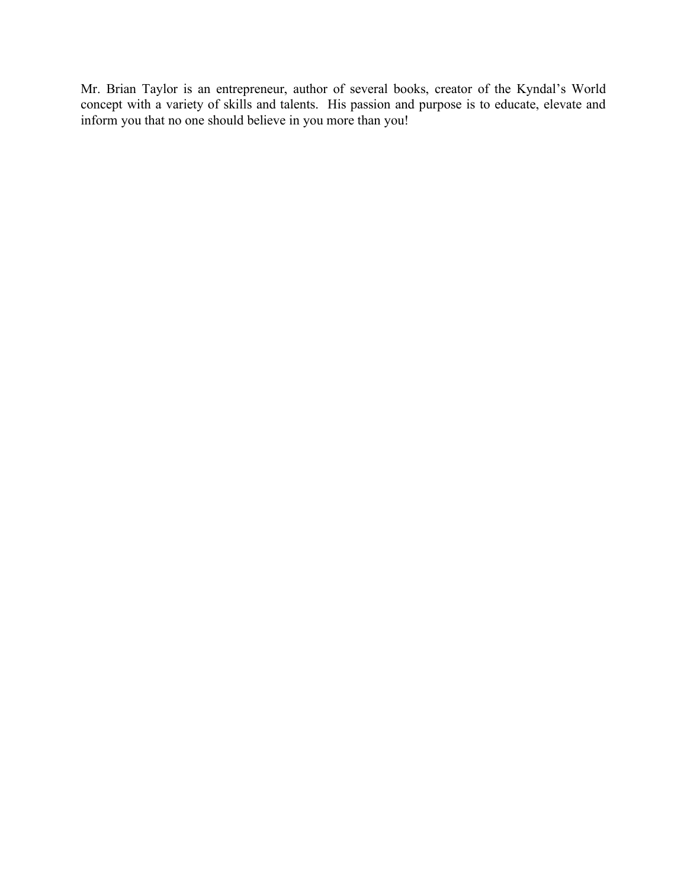Mr. Brian Taylor is an entrepreneur, author of several books, creator of the Kyndal's World concept with a variety of skills and talents. His passion and purpose is to educate, elevate and inform you that no one should believe in you more than you!